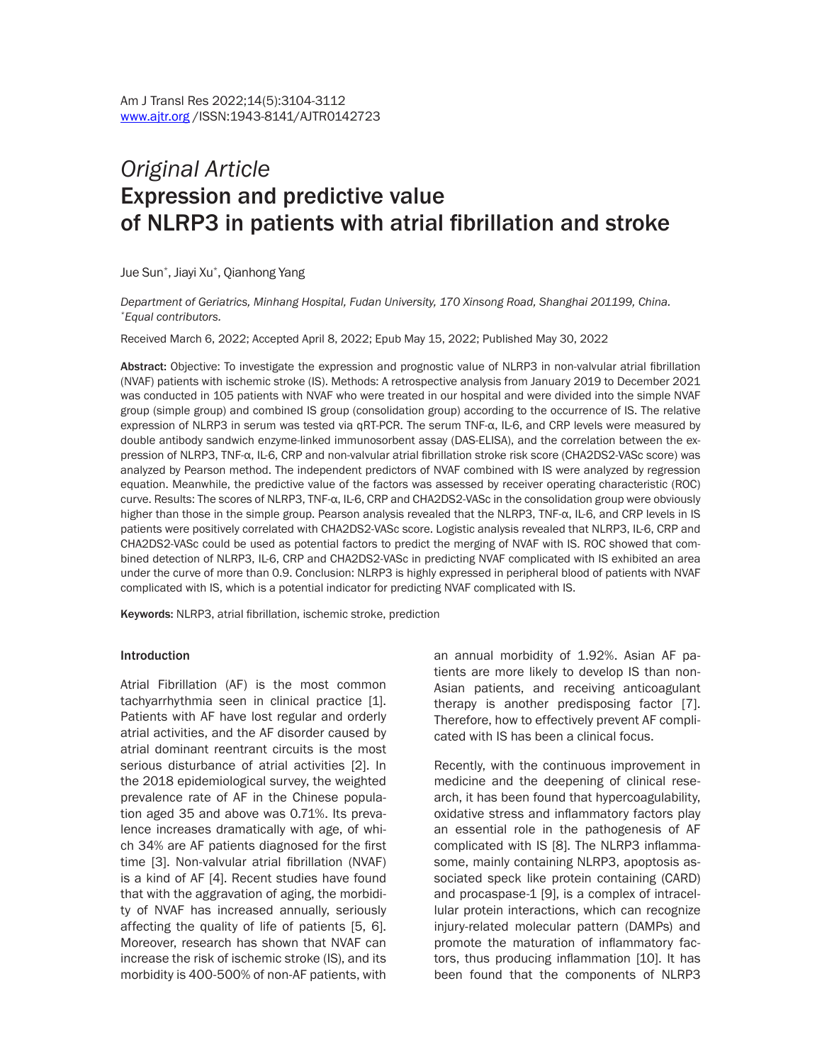*Original Article*

# Expression and predictive value of NLRP3 in patients with atrial fibrillation and stroke

Jue Sun*, Jiayi Xu*, Qianhong Yang

*Department of Geriatrics, Minhang Hospital, Fudan University, 170 Xinsong Road, Shanghai 201199, China.*
*\*Equal contributors.*

Received March 6, 2022; Accepted April 8, 2022; Epub May 15, 2022; Published May 30, 2022

**Abstract:** Objective: To investigate the expression and prognostic value of NLRP3 in non-valvular atrial fibrillation (NVAF) patients with ischemic stroke (IS). Methods: A retrospective analysis from January 2019 to December 2021 was conducted in 105 patients with NVAF who were treated in our hospital and were divided into the simple NVAF group (simple group) and combined IS group (consolidation group) according to the occurrence of IS. The relative expression of NLRP3 in serum was tested via qRT-PCR. The serum TNF-α, IL-6, and CRP levels were measured by double antibody sandwich enzyme-linked immunosorbent assay (DAS-ELISA), and the correlation between the expression of NLRP3, TNF-α, IL-6, CRP and non-valvular atrial fibrillation stroke risk score (CHA2DS2-VASc score) was analyzed by Pearson method. The independent predictors of NVAF combined with IS were analyzed by regression equation. Meanwhile, the predictive value of the factors was assessed by receiver operating characteristic (ROC) curve. Results: The scores of NLRP3, TNF-α, IL-6, CRP and CHA2DS2-VASc in the consolidation group were obviously higher than those in the simple group. Pearson analysis revealed that the NLRP3, TNF-α, IL-6, and CRP levels in IS patients were positively correlated with CHA2DS2-VASc score. Logistic analysis revealed that NLRP3, IL-6, CRP and CHA2DS2-VASc could be used as potential factors to predict the merging of NVAF with IS. ROC showed that combined detection of NLRP3, IL-6, CRP and CHA2DS2-VASc in predicting NVAF complicated with IS exhibited an area under the curve of more than 0.9. Conclusion: NLRP3 is highly expressed in peripheral blood of patients with NVAF complicated with IS, which is a potential indicator for predicting NVAF complicated with IS.

**Keywords:** NLRP3, atrial fibrillation, ischemic stroke, prediction

## Introduction

Atrial Fibrillation (AF) is the most common tachyarrhythmia seen in clinical practice [1]. Patients with AF have lost regular and orderly atrial activities, and the AF disorder caused by atrial dominant reentrant circuits is the most serious disturbance of atrial activities [2]. In the 2018 epidemiological survey, the weighted prevalence rate of AF in the Chinese population aged 35 and above was 0.71%. Its prevalence increases dramatically with age, of which 34% are AF patients diagnosed for the first time [3]. Non-valvular atrial fibrillation (NVAF) is a kind of AF [4]. Recent studies have found that with the aggravation of aging, the morbidity of NVAF has increased annually, seriously affecting the quality of life of patients [5, 6]. Moreover, research has shown that NVAF can increase the risk of ischemic stroke (IS), and its morbidity is 400-500% of non-AF patients, with an annual morbidity of 1.92%. Asian AF patients are more likely to develop IS than non-Asian patients, and receiving anticoagulant therapy is another predisposing factor [7]. Therefore, how to effectively prevent AF complicated with IS has been a clinical focus.

Recently, with the continuous improvement in medicine and the deepening of clinical research, it has been found that hypercoagulability, oxidative stress and inflammatory factors play an essential role in the pathogenesis of AF complicated with IS [8]. The NLRP3 inflammasome, mainly containing NLRP3, apoptosis associated speck like protein containing (CARD) and procaspase-1 [9], is a complex of intracellular protein interactions, which can recognize injury-related molecular pattern (DAMPs) and promote the maturation of inflammatory factors, thus producing inflammation [10]. It has been found that the components of NLRP3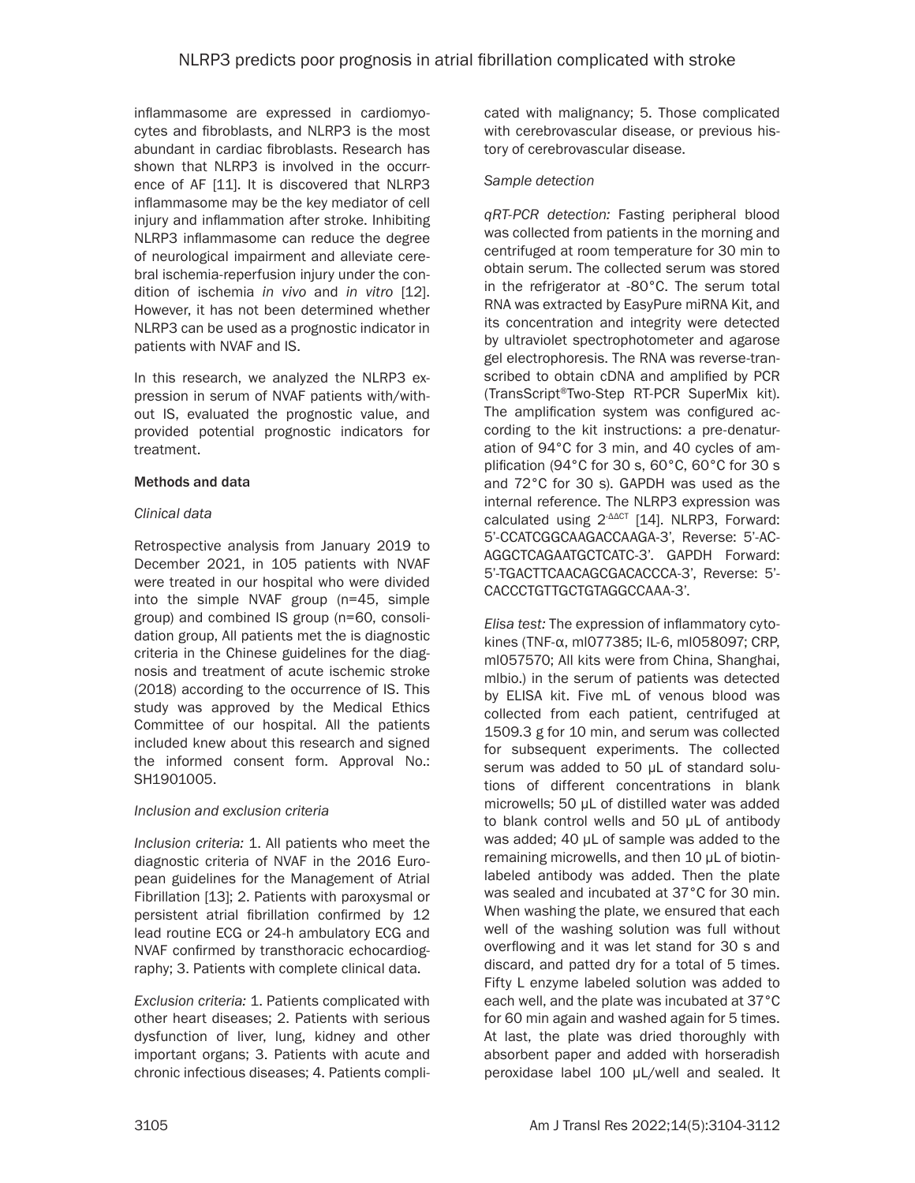inflammasome are expressed in cardiomyocytes and fibroblasts, and NLRP3 is the most abundant in cardiac fibroblasts. Research has shown that NLRP3 is involved in the occurrence of AF [11]. It is discovered that NLRP3 inflammasome may be the key mediator of cell injury and inflammation after stroke. Inhibiting NLRP3 inflammasome can reduce the degree of neurological impairment and alleviate cerebral ischemia-reperfusion injury under the condition of ischemia *in vivo* and *in vitro* [12]. However, it has not been determined whether NLRP3 can be used as a prognostic indicator in patients with NVAF and IS.

In this research, we analyzed the NLRP3 expression in serum of NVAF patients with/without IS, evaluated the prognostic value, and provided potential prognostic indicators for treatment.

## Methods and data

### *Clinical data*

Retrospective analysis from January 2019 to December 2021, in 105 patients with NVAF were treated in our hospital who were divided into the simple NVAF group (n=45, simple group) and combined IS group (n=60, consolidation group, All patients met the is diagnostic criteria in the Chinese guidelines for the diagnosis and treatment of acute ischemic stroke (2018) according to the occurrence of IS. This study was approved by the Medical Ethics Committee of our hospital. All the patients included knew about this research and signed the informed consent form. Approval No.: SH1901005.

### *Inclusion and exclusion criteria*

*Inclusion criteria:* 1. All patients who meet the diagnostic criteria of NVAF in the 2016 European guidelines for the Management of Atrial Fibrillation [13]; 2. Patients with paroxysmal or persistent atrial fibrillation confirmed by 12 lead routine ECG or 24-h ambulatory ECG and NVAF confirmed by transthoracic echocardiography; 3. Patients with complete clinical data.

*Exclusion criteria:* 1. Patients complicated with other heart diseases; 2. Patients with serious dysfunction of liver, lung, kidney and other important organs; 3. Patients with acute and chronic infectious diseases; 4. Patients complicated with malignancy; 5. Those complicated with cerebrovascular disease, or previous history of cerebrovascular disease.

### *Sample detection*

*qRT-PCR detection:* Fasting peripheral blood was collected from patients in the morning and centrifuged at room temperature for 30 min to obtain serum. The collected serum was stored in the refrigerator at -80°C. The serum total RNA was extracted by EasyPure miRNA Kit, and its concentration and integrity were detected by ultraviolet spectrophotometer and agarose gel electrophoresis. The RNA was reverse-transcribed to obtain cDNA and amplified by PCR (TransScript®Two-Step RT-PCR SuperMix kit). The amplification system was configured according to the kit instructions: a pre-denaturation of 94°C for 3 min, and 40 cycles of amplification (94°C for 30 s, 60°C, 60°C for 30 s and 72°C for 30 s). GAPDH was used as the internal reference. The NLRP3 expression was calculated using $2^{-\Delta\Delta CT}$ [14]. NLRP3, Forward: 5'-CCATCGGCAAGACCAAGA-3', Reverse: 5'-ACAGGCTCAGAATGCTCATC-3'. GAPDH Forward: 5'-TGACTTCAACAGCGACACCCA-3', Reverse: 5'-CACCCTGTTGCTGTAGGCCAAA-3'.

*Elisa test:* The expression of inflammatory cytokines (TNF-α, ml077385; IL-6, ml058097; CRP, ml057570; All kits were from China, Shanghai, mlbio.) in the serum of patients was detected by ELISA kit. Five mL of venous blood was collected from each patient, centrifuged at 1509.3 g for 10 min, and serum was collected for subsequent experiments. The collected serum was added to 50 μL of standard solutions of different concentrations in blank microwells; 50 μL of distilled water was added to blank control wells and 50 μL of antibody was added; 40 μL of sample was added to the remaining microwells, and then 10 μL of biotin-labeled antibody was added. Then the plate was sealed and incubated at 37°C for 30 min. When washing the plate, we ensured that each well of the washing solution was full without overflowing and it was let stand for 30 s and discard, and patted dry for a total of 5 times. Fifty L enzyme labeled solution was added to each well, and the plate was incubated at 37°C for 60 min again and washed again for 5 times. At last, the plate was dried thoroughly with absorbent paper and added with horseradish peroxidase label 100 μL/well and sealed. It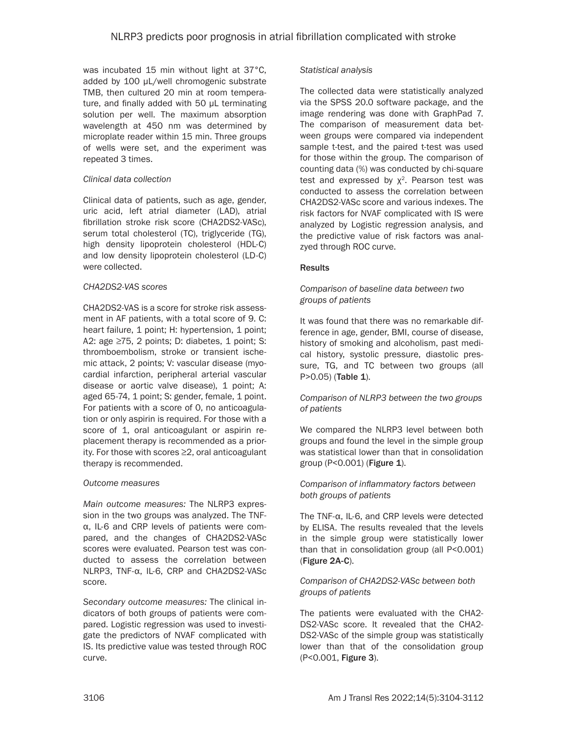was incubated 15 min without light at 37°C, added by 100 μL/well chromogenic substrate TMB, then cultured 20 min at room temperature, and finally added with 50 μL terminating solution per well. The maximum absorption wavelength at 450 nm was determined by microplate reader within 15 min. Three groups of wells were set, and the experiment was repeated 3 times.

### *Clinical data collection*

Clinical data of patients, such as age, gender, uric acid, left atrial diameter (LAD), atrial fibrillation stroke risk score (CHA2DS2-VASc), serum total cholesterol (TC), triglyceride (TG), high density lipoprotein cholesterol (HDL-C) and low density lipoprotein cholesterol (LD-C) were collected.

### *CHA2DS2-VAS scores*

CHA2DS2-VAS is a score for stroke risk assessment in AF patients, with a total score of 9. C: heart failure, 1 point; H: hypertension, 1 point; A2: age ≥75, 2 points; D: diabetes, 1 point; S: thromboembolism, stroke or transient ischemic attack, 2 points; V: vascular disease (myocardial infarction, peripheral arterial vascular disease or aortic valve disease), 1 point; A: aged 65-74, 1 point; S: gender, female, 1 point. For patients with a score of 0, no anticoagulation or only aspirin is required. For those with a score of 1, oral anticoagulant or aspirin replacement therapy is recommended as a priority. For those with scores ≥2, oral anticoagulant therapy is recommended.

### *Outcome measures*

*Main outcome measures:* The NLRP3 expression in the two groups was analyzed. The TNF-α, IL-6 and CRP levels of patients were compared, and the changes of CHA2DS2-VASc scores were evaluated. Pearson test was conducted to assess the correlation between NLRP3, TNF-α, IL-6, CRP and CHA2DS2-VASc score.

*Secondary outcome measures:* The clinical indicators of both groups of patients were compared. Logistic regression was used to investigate the predictors of NVAF complicated with IS. Its predictive value was tested through ROC curve.

### *Statistical analysis*

The collected data were statistically analyzed via the SPSS 20.0 software package, and the image rendering was done with GraphPad 7. The comparison of measurement data between groups were compared via independent sample t-test, and the paired t-test was used for those within the group. The comparison of counting data (%) was conducted by chi-square test and expressed by $\chi^2$. Pearson test was conducted to assess the correlation between CHA2DS2-VASc score and various indexes. The risk factors for NVAF complicated with IS were analyzed by Logistic regression analysis, and the predictive value of risk factors was analyzed through ROC curve.

## Results

### *Comparison of baseline data between two groups of patients*

It was found that there was no remarkable difference in age, gender, BMI, course of disease, history of smoking and alcoholism, past medical history, systolic pressure, diastolic pressure, TG, and TC between two groups (all P>0.05) (**Table 1**).

### *Comparison of NLRP3 between the two groups of patients*

We compared the NLRP3 level between both groups and found the level in the simple group was statistical lower than that in consolidation group (P<0.001) (**Figure 1**).

### *Comparison of inflammatory factors between both groups of patients*

The TNF-α, IL-6, and CRP levels were detected by ELISA. The results revealed that the levels in the simple group were statistically lower than that in consolidation group (all P<0.001) (**Figure 2A-C**).

### *Comparison of CHA2DS2-VASc between both groups of patients*

The patients were evaluated with the CHA2-DS2-VASc score. It revealed that the CHA2-DS2-VASc of the simple group was statistically lower than that of the consolidation group (P<0.001, **Figure 3**).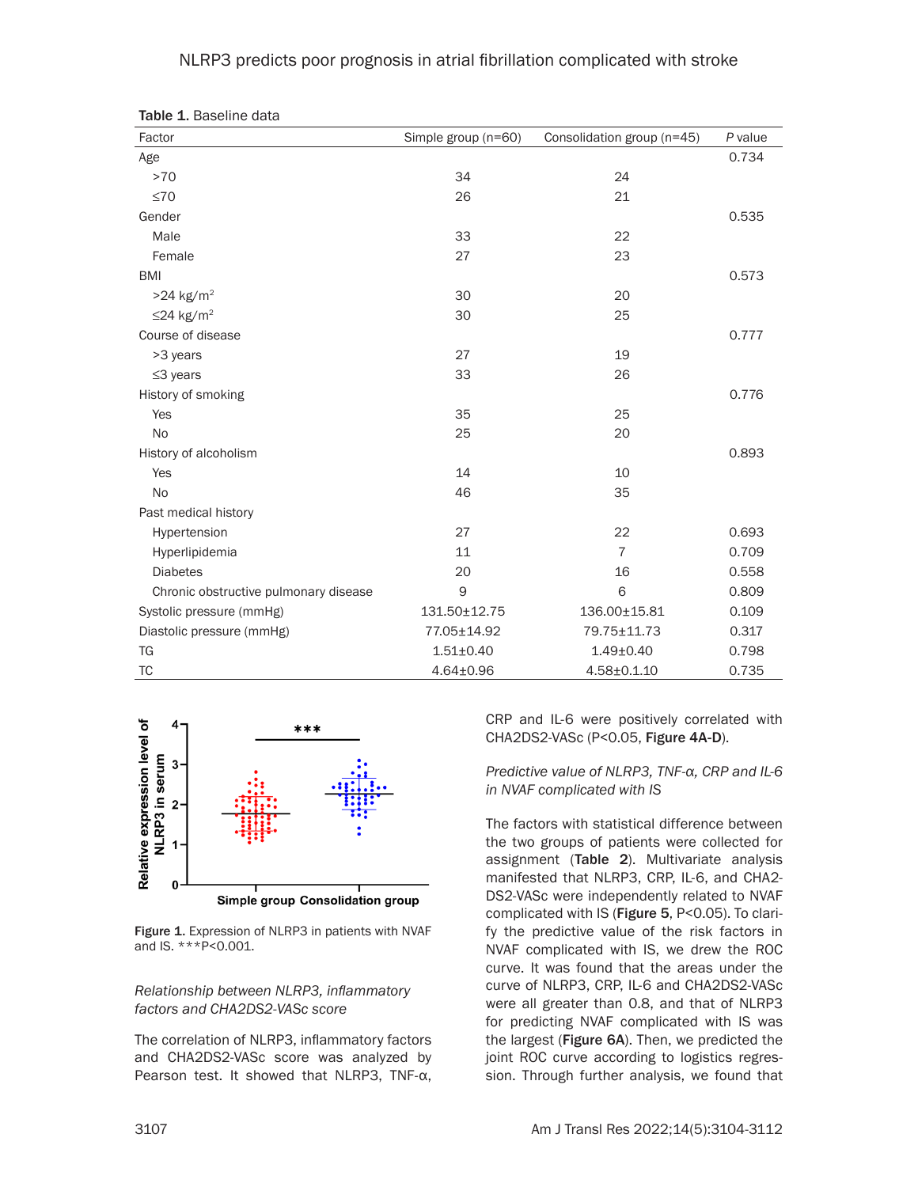Table 1. Baseline data

| Factor | Simple group (n=60) | Consolidation group (n=45) | P value |
|---|---|---|---|
| Age | | | 0.734 |
| >70 | 34 | 24 | |
| ≤70 | 26 | 21 | |
| Gender | | | 0.535 |
| Male | 33 | 22 | |
| Female | 27 | 23 | |
| BMI | | | 0.573 |
| >24 kg/m$^2$ | 30 | 20 | |
| ≤24 kg/m$^2$ | 30 | 25 | |
| Course of disease | | | 0.777 |
| >3 years | 27 | 19 | |
| ≤3 years | 33 | 26 | |
| History of smoking | | | 0.776 |
| Yes | 35 | 25 | |
| No | 25 | 20 | |
| History of alcoholism | | | 0.893 |
| Yes | 14 | 10 | |
| No | 46 | 35 | |
| Past medical history | | | |
| Hypertension | 27 | 22 | 0.693 |
| Hyperlipidemia | 11 | 7 | 0.709 |
| Diabetes | 20 | 16 | 0.558 |
| Chronic obstructive pulmonary disease | 9 | 6 | 0.809 |
| Systolic pressure (mmHg) | 131.50±12.75 | 136.00±15.81 | 0.109 |
| Diastolic pressure (mmHg) | 77.05±14.92 | 79.75±11.73 | 0.317 |
| TG | 1.51±0.40 | 1.49±0.40 | 0.798 |
| TC | 4.64±0.96 | 4.58±0.1.10 | 0.735 |

Figure 1. Expression of NLRP3 in patients with NVAF and IS. ***P<0.001.

*Relationship between NLRP3, inflammatory factors and CHA2DS2-VASc score*

The correlation of NLRP3, inflammatory factors and CHA2DS2-VASc score was analyzed by Pearson test. It showed that NLRP3, TNF-α, CRP and IL-6 were positively correlated with CHA2DS2-VASc (P<0.05, **Figure 4A-D**).

*Predictive value of NLRP3, TNF-α, CRP and IL-6 in NVAF complicated with IS*

The factors with statistical difference between the two groups of patients were collected for assignment (**Table 2**). Multivariate analysis manifested that NLRP3, CRP, IL-6, and CHA2DS2-VASc were independently related to NVAF complicated with IS (**Figure 5**, P<0.05). To clarify the predictive value of the risk factors in NVAF complicated with IS, we drew the ROC curve. It was found that the areas under the curve of NLRP3, CRP, IL-6 and CHA2DS2-VASc were all greater than 0.8, and that of NLRP3 for predicting NVAF complicated with IS was the largest (**Figure 6A**). Then, we predicted the joint ROC curve according to logistics regression. Through further analysis, we found that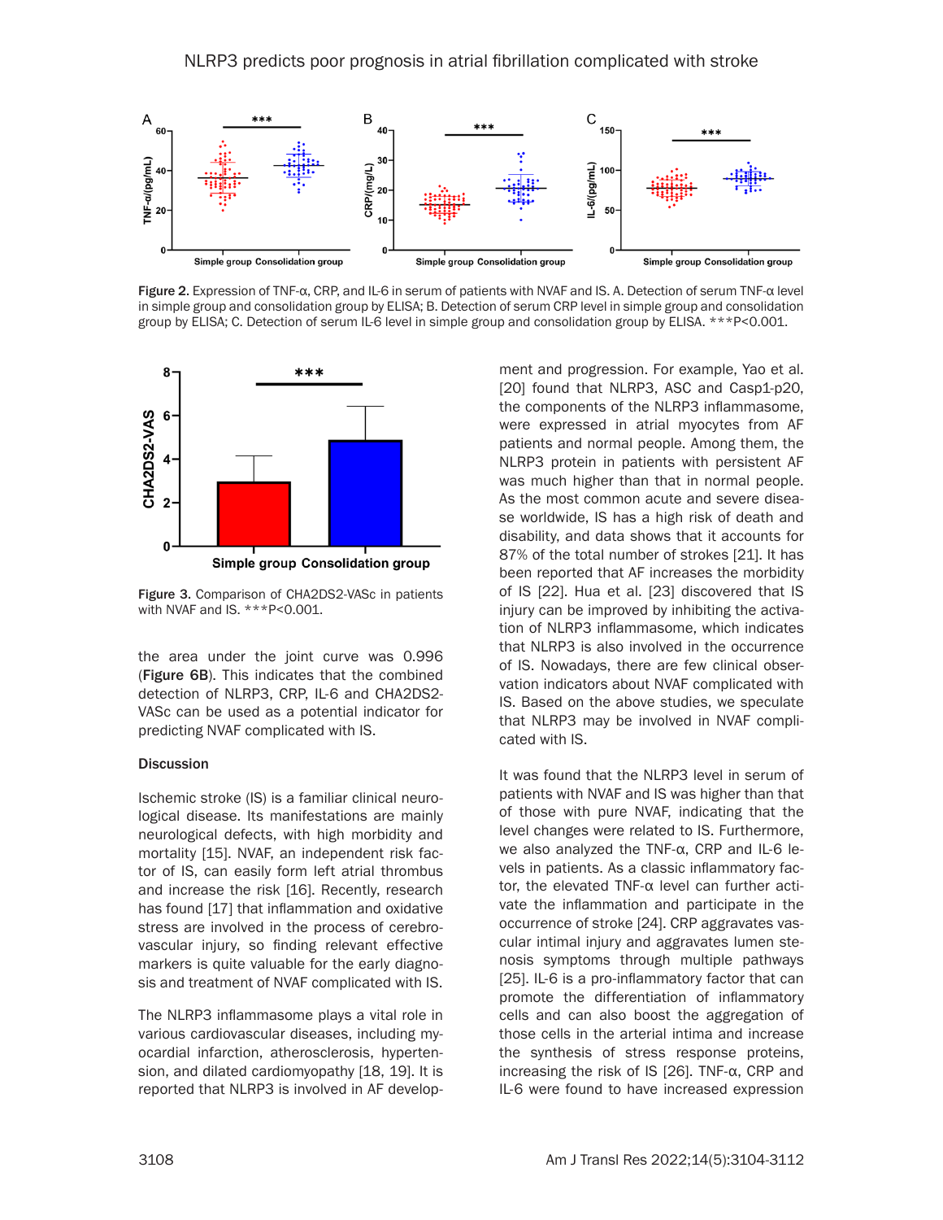Figure 2. Expression of TNF-α, CRP, and IL-6 in serum of patients with NVAF and IS. A. Detection of serum TNF-α level in simple group and consolidation group by ELISA; B. Detection of serum CRP level in simple group and consolidation group by ELISA; C. Detection of serum IL-6 level in simple group and consolidation group by ELISA. ***P<0.001.

Figure 3. Comparison of CHA2DS2-VASc in patients with NVAF and IS. ***P<0.001.

the area under the joint curve was 0.996 (**Figure 6B**). This indicates that the combined detection of NLRP3, CRP, IL-6 and CHA2DS2-VASc can be used as a potential indicator for predicting NVAF complicated with IS.

## Discussion

Ischemic stroke (IS) is a familiar clinical neurological disease. Its manifestations are mainly neurological defects, with high morbidity and mortality [15]. NVAF, an independent risk factor of IS, can easily form left atrial thrombus and increase the risk [16]. Recently, research has found [17] that inflammation and oxidative stress are involved in the process of cerebrovascular injury, so finding relevant effective markers is quite valuable for the early diagnosis and treatment of NVAF complicated with IS.

The NLRP3 inflammasome plays a vital role in various cardiovascular diseases, including myocardial infarction, atherosclerosis, hypertension, and dilated cardiomyopathy [18, 19]. It is reported that NLRP3 is involved in AF development and progression. For example, Yao et al. [20] found that NLRP3, ASC and Casp1-p20, the components of the NLRP3 inflammasome, were expressed in atrial myocytes from AF patients and normal people. Among them, the NLRP3 protein in patients with persistent AF was much higher than that in normal people. As the most common acute and severe disease worldwide, IS has a high risk of death and disability, and data shows that it accounts for 87% of the total number of strokes [21]. It has been reported that AF increases the morbidity of IS [22]. Hua et al. [23] discovered that IS injury can be improved by inhibiting the activation of NLRP3 inflammasome, which indicates that NLRP3 is also involved in the occurrence of IS. Nowadays, there are few clinical observation indicators about NVAF complicated with IS. Based on the above studies, we speculate that NLRP3 may be involved in NVAF complicated with IS.

It was found that the NLRP3 level in serum of patients with NVAF and IS was higher than that of those with pure NVAF, indicating that the level changes were related to IS. Furthermore, we also analyzed the TNF-α, CRP and IL-6 levels in patients. As a classic inflammatory factor, the elevated TNF-α level can further activate the inflammation and participate in the occurrence of stroke [24]. CRP aggravates vascular intimal injury and aggravates lumen stenosis symptoms through multiple pathways [25]. IL-6 is a pro-inflammatory factor that can promote the differentiation of inflammatory cells and can also boost the aggregation of those cells in the arterial intima and increase the synthesis of stress response proteins, increasing the risk of IS [26]. TNF-α, CRP and IL-6 were found to have increased expression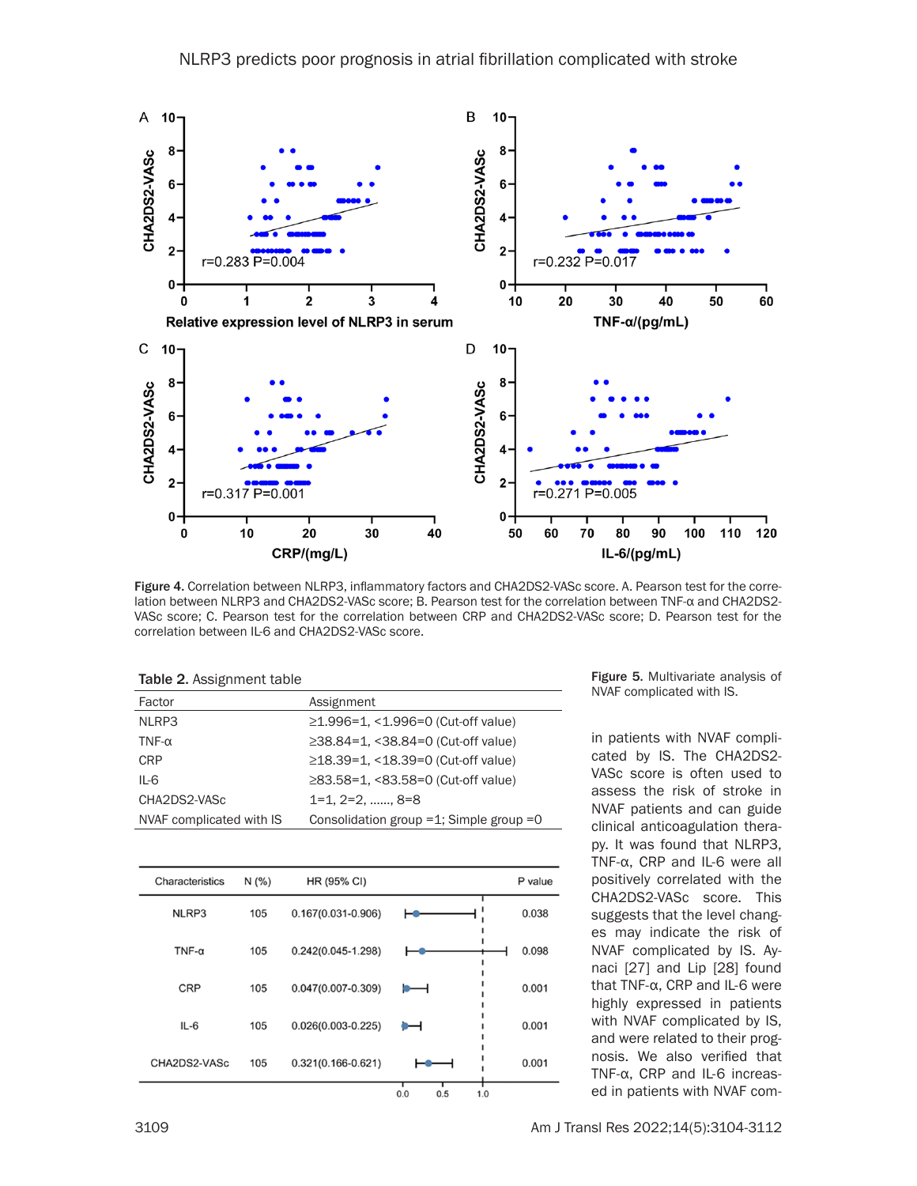Figure 4. Correlation between NLRP3, inflammatory factors and CHA2DS2-VASc score. A. Pearson test for the correlation between NLRP3 and CHA2DS2-VASc score; B. Pearson test for the correlation between TNF-α and CHA2DS2-VASc score; C. Pearson test for the correlation between CRP and CHA2DS2-VASc score; D. Pearson test for the correlation between IL-6 and CHA2DS2-VASc score.

Table 2. Assignment table

| Factor | Assignment |
|---|---|
| NLRP3 | ≥1.996=1, <1.996=0 (Cut-off value) |
| TNF-α | ≥38.84=1, <38.84=0 (Cut-off value) |
| CRP | ≥18.39=1, <18.39=0 (Cut-off value) |
| IL-6 | ≥83.58=1, <83.58=0 (Cut-off value) |
| CHA2DS2-VASc | 1=1, 2=2, ......, 8=8 |
| NVAF complicated with IS | Consolidation group =1; Simple group =0 |

| Characteristics | N (%) | HR (95% CI) | P value |
|---|---|---|---|
| NLRP3 | 105 | 0.167(0.031-0.906) | 0.038 |
| TNF-α | 105 | 0.242(0.045-1.298) | 0.098 |
| CRP | 105 | 0.047(0.007-0.309) | 0.001 |
| IL-6 | 105 | 0.026(0.003-0.225) | 0.001 |
| CHA2DS2-VASc | 105 | 0.321(0.166-0.621) | 0.001 |

Figure 5. Multivariate analysis of NVAF complicated with IS.

in patients with NVAF complicated by IS. The CHA2DS2-VASc score is often used to assess the risk of stroke in NVAF patients and can guide clinical anticoagulation therapy. It was found that NLRP3, TNF-α, CRP and IL-6 were all positively correlated with the CHA2DS2-VASc score. This suggests that the level changes may indicate the risk of NVAF complicated by IS. Aynaci [27] and Lip [28] found that TNF-α, CRP and IL-6 were highly expressed in patients with NVAF complicated by IS, and were related to their prognosis. We also verified that TNF-α, CRP and IL-6 increased in patients with NVAF com-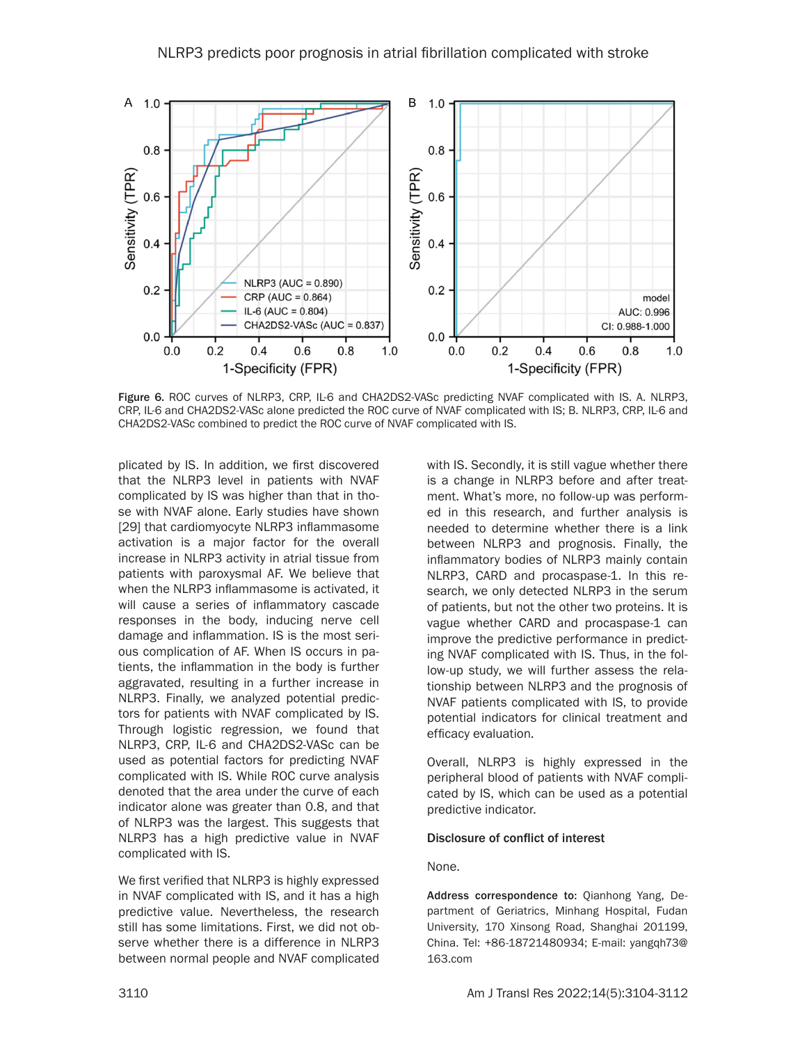Figure 6. ROC curves of NLRP3, CRP, IL-6 and CHA2DS2-VASc predicting NVAF complicated with IS. A. NLRP3, CRP, IL-6 and CHA2DS2-VASc alone predicted the ROC curve of NVAF complicated with IS; B. NLRP3, CRP, IL-6 and CHA2DS2-VASc combined to predict the ROC curve of NVAF complicated with IS.

plicated by IS. In addition, we first discovered that the NLRP3 level in patients with NVAF complicated by IS was higher than that in those with NVAF alone. Early studies have shown [29] that cardiomyocyte NLRP3 inflammasome activation is a major factor for the overall increase in NLRP3 activity in atrial tissue from patients with paroxysmal AF. We believe that when the NLRP3 inflammasome is activated, it will cause a series of inflammatory cascade responses in the body, inducing nerve cell damage and inflammation. IS is the most serious complication of AF. When IS occurs in patients, the inflammation in the body is further aggravated, resulting in a further increase in NLRP3. Finally, we analyzed potential predictors for patients with NVAF complicated by IS. Through logistic regression, we found that NLRP3, CRP, IL-6 and CHA2DS2-VASc can be used as potential factors for predicting NVAF complicated with IS. While ROC curve analysis denoted that the area under the curve of each indicator alone was greater than 0.8, and that of NLRP3 was the largest. This suggests that NLRP3 has a high predictive value in NVAF complicated with IS.

We first verified that NLRP3 is highly expressed in NVAF complicated with IS, and it has a high predictive value. Nevertheless, the research still has some limitations. First, we did not observe whether there is a difference in NLRP3 between normal people and NVAF complicated with IS. Secondly, it is still vague whether there is a change in NLRP3 before and after treatment. What's more, no follow-up was performed in this research, and further analysis is needed to determine whether there is a link between NLRP3 and prognosis. Finally, the inflammatory bodies of NLRP3 mainly contain NLRP3, CARD and procaspase-1. In this research, we only detected NLRP3 in the serum of patients, but not the other two proteins. It is vague whether CARD and procaspase-1 can improve the predictive performance in predicting NVAF complicated with IS. Thus, in the follow-up study, we will further assess the relationship between NLRP3 and the prognosis of NVAF patients complicated with IS, to provide potential indicators for clinical treatment and efficacy evaluation.

Overall, NLRP3 is highly expressed in the peripheral blood of patients with NVAF complicated by IS, which can be used as a potential predictive indicator.

#### Disclosure of conflict of interest

None.

**Address correspondence to:** Qianhong Yang, Department of Geriatrics, Minhang Hospital, Fudan University, 170 Xinsong Road, Shanghai 201199, China. Tel: +86-18721480934; E-mail: yangqh73@163.com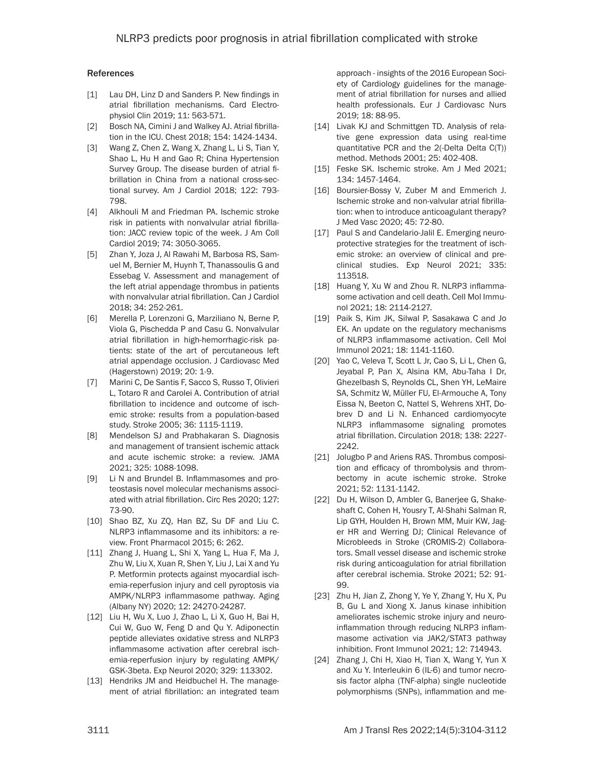## References

[1] Lau DH, Linz D and Sanders P. New findings in atrial fibrillation mechanisms. Card Electrophysiol Clin 2019; 11: 563-571.

[2] Bosch NA, Cimini J and Walkey AJ. Atrial fibrillation in the ICU. Chest 2018; 154: 1424-1434.

[3] Wang Z, Chen Z, Wang X, Zhang L, Li S, Tian Y, Shao L, Hu H and Gao R; China Hypertension Survey Group. The disease burden of atrial fibrillation in China from a national cross-sectional survey. Am J Cardiol 2018; 122: 793-798.

[4] Alkhouli M and Friedman PA. Ischemic stroke risk in patients with nonvalvular atrial fibrillation: JACC review topic of the week. J Am Coll Cardiol 2019; 74: 3050-3065.

[5] Zhan Y, Joza J, Al Rawahi M, Barbosa RS, Samuel M, Bernier M, Huynh T, Thanassoulis G and Essebag V. Assessment and management of the left atrial appendage thrombus in patients with nonvalvular atrial fibrillation. Can J Cardiol 2018; 34: 252-261.

[6] Merella P, Lorenzoni G, Marziliano N, Berne P, Viola G, Pischedda P and Casu G. Nonvalvular atrial fibrillation in high-hemorrhagic-risk patients: state of the art of percutaneous left atrial appendage occlusion. J Cardiovasc Med (Hagerstown) 2019; 20: 1-9.

[7] Marini C, De Santis F, Sacco S, Russo T, Olivieri L, Totaro R and Carolei A. Contribution of atrial fibrillation to incidence and outcome of ischemic stroke: results from a population-based study. Stroke 2005; 36: 1115-1119.

[8] Mendelson SJ and Prabhakaran S. Diagnosis and management of transient ischemic attack and acute ischemic stroke: a review. JAMA 2021; 325: 1088-1098.

[9] Li N and Brundel B. Inflammasomes and proteostasis novel molecular mechanisms associated with atrial fibrillation. Circ Res 2020; 127: 73-90.

[10] Shao BZ, Xu ZQ, Han BZ, Su DF and Liu C. NLRP3 inflammasome and its inhibitors: a review. Front Pharmacol 2015; 6: 262.

[11] Zhang J, Huang L, Shi X, Yang L, Hua F, Ma J, Zhu W, Liu X, Xuan R, Shen Y, Liu J, Lai X and Yu P. Metformin protects against myocardial ischemia-reperfusion injury and cell pyroptosis via AMPK/NLRP3 inflammasome pathway. Aging (Albany NY) 2020; 12: 24270-24287.

[12] Liu H, Wu X, Luo J, Zhao L, Li X, Guo H, Bai H, Cui W, Guo W, Feng D and Qu Y. Adiponectin peptide alleviates oxidative stress and NLRP3 inflammasome activation after cerebral ischemia-reperfusion injury by regulating AMPK/GSK-3beta. Exp Neurol 2020; 329: 113302.

[13] Hendriks JM and Heidbuchel H. The management of atrial fibrillation: an integrated team approach - insights of the 2016 European Society of Cardiology guidelines for the management of atrial fibrillation for nurses and allied health professionals. Eur J Cardiovasc Nurs 2019; 18: 88-95.

[14] Livak KJ and Schmittgen TD. Analysis of relative gene expression data using real-time quantitative PCR and the 2(-Delta Delta C(T)) method. Methods 2001; 25: 402-408.

[15] Feske SK. Ischemic stroke. Am J Med 2021; 134: 1457-1464.

[16] Boursier-Bossy V, Zuber M and Emmerich J. Ischemic stroke and non-valvular atrial fibrillation: when to introduce anticoagulant therapy? J Med Vasc 2020; 45: 72-80.

[17] Paul S and Candelario-Jalil E. Emerging neuroprotective strategies for the treatment of ischemic stroke: an overview of clinical and preclinical studies. Exp Neurol 2021; 335: 113518.

[18] Huang Y, Xu W and Zhou R. NLRP3 inflammasome activation and cell death. Cell Mol Immunol 2021; 18: 2114-2127.

[19] Paik S, Kim JK, Silwal P, Sasakawa C and Jo EK. An update on the regulatory mechanisms of NLRP3 inflammasome activation. Cell Mol Immunol 2021; 18: 1141-1160.

[20] Yao C, Veleva T, Scott L Jr, Cao S, Li L, Chen G, Jeyabal P, Pan X, Alsina KM, Abu-Taha I Dr, Ghezelbash S, Reynolds CL, Shen YH, LeMaire SA, Schmitz W, Müller FU, El-Armouche A, Tony Eissa N, Beeton C, Nattel S, Wehrens XHT, Dobrev D and Li N. Enhanced cardiomyocyte NLRP3 inflammasome signaling promotes atrial fibrillation. Circulation 2018; 138: 2227-2242.

[21] Jolugbo P and Ariens RAS. Thrombus composition and efficacy of thrombolysis and thrombectomy in acute ischemic stroke. Stroke 2021; 52: 1131-1142.

[22] Du H, Wilson D, Ambler G, Banerjee G, Shakeshaft C, Cohen H, Yousry T, Al-Shahi Salman R, Lip GYH, Houlden H, Brown MM, Muir KW, Jager HR and Werring DJ; Clinical Relevance of Microbleeds in Stroke (CROMIS-2) Collaborators. Small vessel disease and ischemic stroke risk during anticoagulation for atrial fibrillation after cerebral ischemia. Stroke 2021; 52: 91-99.

[23] Zhu H, Jian Z, Zhong Y, Ye Y, Zhang Y, Hu X, Pu B, Gu L and Xiong X. Janus kinase inhibition ameliorates ischemic stroke injury and neuroinflammation through reducing NLRP3 inflammasome activation via JAK2/STAT3 pathway inhibition. Front Immunol 2021; 12: 714943.

[24] Zhang J, Chi H, Xiao H, Tian X, Wang Y, Yun X and Xu Y. Interleukin 6 (IL-6) and tumor necrosis factor alpha (TNF-alpha) single nucleotide polymorphisms (SNPs), inflammation and me-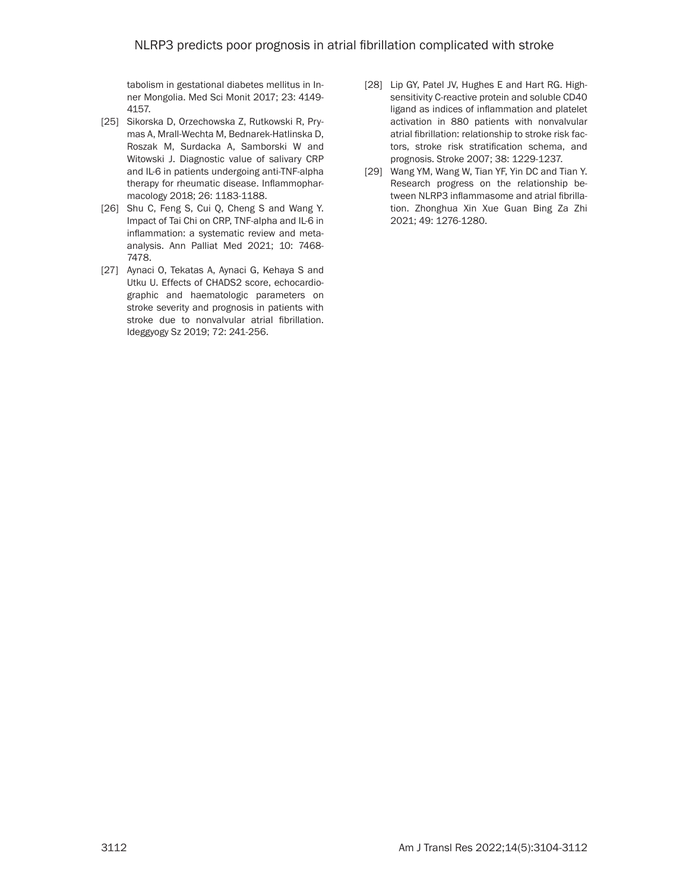tabolism in gestational diabetes mellitus in Inner Mongolia. Med Sci Monit 2017; 23: 4149-4157.

[25] Sikorska D, Orzechowska Z, Rutkowski R, Prymas A, Mrall-Wechta M, Bednarek-Hatlinska D, Roszak M, Surdacka A, Samborski W and Witowski J. Diagnostic value of salivary CRP and IL-6 in patients undergoing anti-TNF-alpha therapy for rheumatic disease. Inflammopharmacology 2018; 26: 1183-1188.

[26] Shu C, Feng S, Cui Q, Cheng S and Wang Y. Impact of Tai Chi on CRP, TNF-alpha and IL-6 in inflammation: a systematic review and meta-analysis. Ann Palliat Med 2021; 10: 7468-7478.

[27] Aynaci O, Tekatas A, Aynaci G, Kehaya S and Utku U. Effects of CHADS2 score, echocardiographic and haematologic parameters on stroke severity and prognosis in patients with stroke due to nonvalvular atrial fibrillation. Ideggyogy Sz 2019; 72: 241-256.

[28] Lip GY, Patel JV, Hughes E and Hart RG. High-sensitivity C-reactive protein and soluble CD40 ligand as indices of inflammation and platelet activation in 880 patients with nonvalvular atrial fibrillation: relationship to stroke risk factors, stroke risk stratification schema, and prognosis. Stroke 2007; 38: 1229-1237.

[29] Wang YM, Wang W, Tian YF, Yin DC and Tian Y. Research progress on the relationship between NLRP3 inflammasome and atrial fibrillation. Zhonghua Xin Xue Guan Bing Za Zhi 2021; 49: 1276-1280.